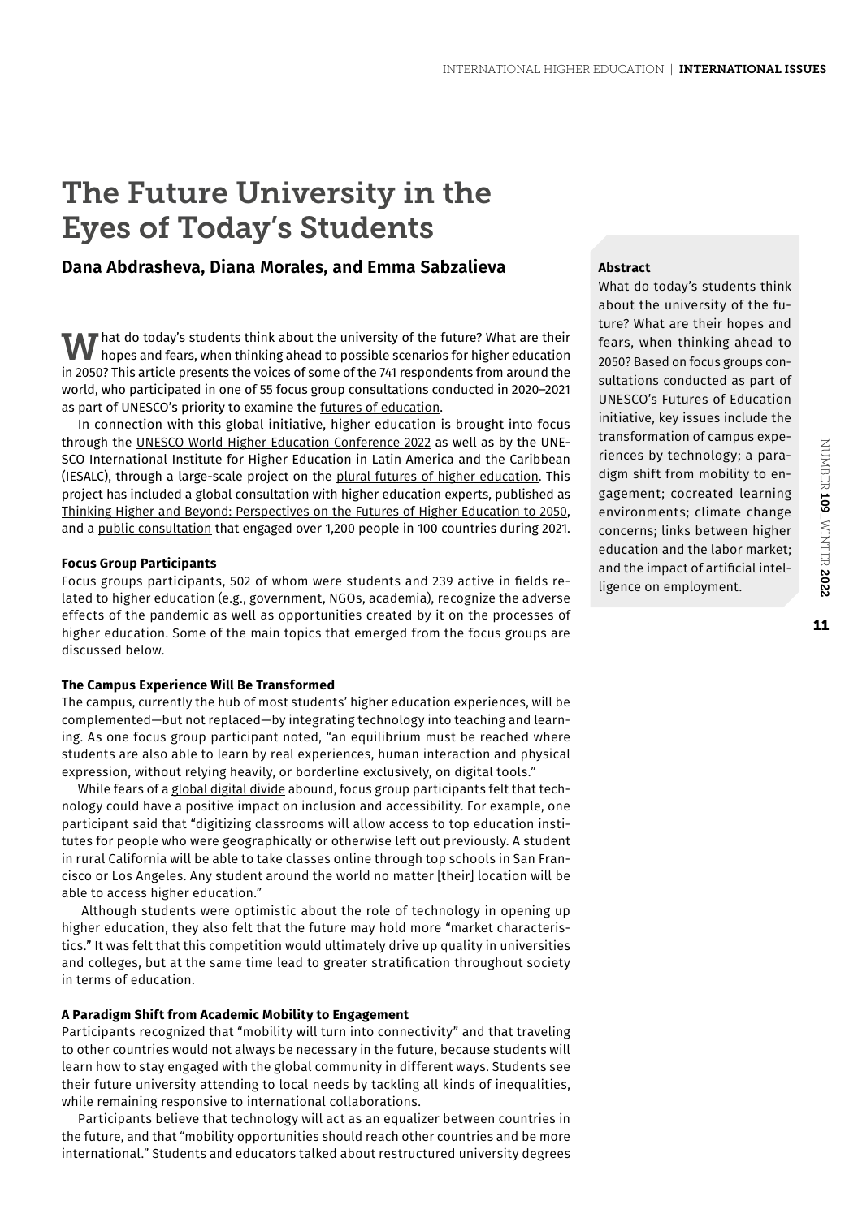# The Future University in the Eyes of Today's Students

## Dana Abdrasheva, Diana Morales, and Emma Sabzalieva

**Abstract**

What do today's students think about the university of the future? What are their hopes and fears, when thinking ahead to 2050? Based on focus groups consultations conducted as part of UNESCO's Futures of Education initiative, key issues include the transformation of campus experiences by technology; a paradigm shift from mobility to engagement; cocreated learning environments; climate change concerns; links between higher education and the labor market; and the impact of artificial intelligence on employment.

What do today's students think about the university of the future? What are their hopes and fears, when thinking ahead to possible scenarios for higher education in 2050? This article presents the voices of some of the 741 respondents from around the world, who participated in one of 55 focus group consultations conducted in 2020–2021 as part of UNESCO's priority to examine the futures of education.

In connection with this global initiative, higher education is brought into focus through the UNESCO World Higher Education Conference 2022 as well as by the UNESCO International Institute for Higher Education in Latin America and the Caribbean (IESALC), through a large-scale project on the plural futures of higher education. This project has included a global consultation with higher education experts, published as Thinking Higher and Beyond: Perspectives on the Futures of Higher Education to 2050, and a public consultation that engaged over 1,200 people in 100 countries during 2021.

**Focus Group Participants**

Focus groups participants, 502 of whom were students and 239 active in fields related to higher education (e.g., government, NGOs, academia), recognize the adverse effects of the pandemic as well as opportunities created by it on the processes of higher education. Some of the main topics that emerged from the focus groups are discussed below.

**The Campus Experience Will Be Transformed**

The campus, currently the hub of most students' higher education experiences, will be complemented—but not replaced—by integrating technology into teaching and learning. As one focus group participant noted, "an equilibrium must be reached where students are also able to learn by real experiences, human interaction and physical expression, without relying heavily, or borderline exclusively, on digital tools."

While fears of a global digital divide abound, focus group participants felt that technology could have a positive impact on inclusion and accessibility. For example, one participant said that "digitizing classrooms will allow access to top education institutes for people who were geographically or otherwise left out previously. A student in rural California will be able to take classes online through top schools in San Francisco or Los Angeles. Any student around the world no matter [their] location will be able to access higher education."

Although students were optimistic about the role of technology in opening up higher education, they also felt that the future may hold more "market characteristics." It was felt that this competition would ultimately drive up quality in universities and colleges, but at the same time lead to greater stratification throughout society in terms of education.

**A Paradigm Shift from Academic Mobility to Engagement**

Participants recognized that "mobility will turn into connectivity" and that traveling to other countries would not always be necessary in the future, because students will learn how to stay engaged with the global community in different ways. Students see their future university attending to local needs by tackling all kinds of inequalities, while remaining responsive to international collaborations.

Participants believe that technology will act as an equalizer between countries in the future, and that "mobility opportunities should reach other countries and be more international." Students and educators talked about restructured university degrees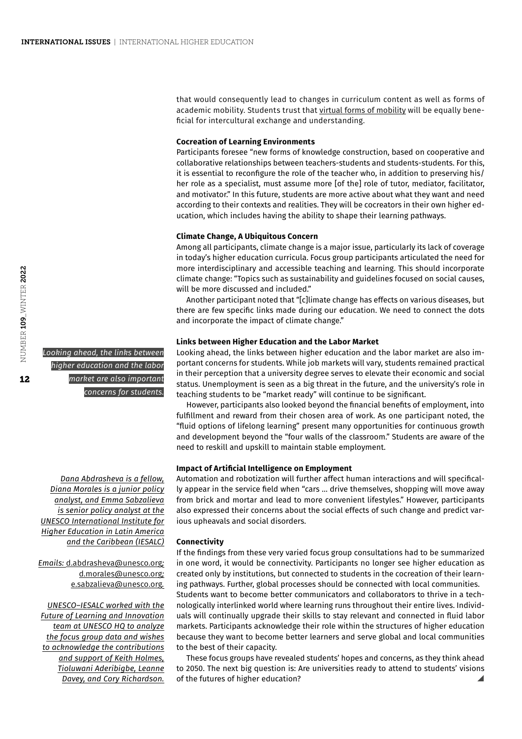that would consequently lead to changes in curriculum content as well as forms of academic mobility. Students trust that virtual forms of mobility will be equally beneficial for intercultural exchange and understanding.

**Cocreation of Learning Environments**

Participants foresee "new forms of knowledge construction, based on cooperative and collaborative relationships between teachers-students and students-students. For this, it is essential to reconfigure the role of the teacher who, in addition to preserving his/her role as a specialist, must assume more [of the] role of tutor, mediator, facilitator, and motivator." In this future, students are more active about what they want and need according to their contexts and realities. They will be cocreators in their own higher education, which includes having the ability to shape their learning pathways.

**Climate Change, A Ubiquitous Concern**

Among all participants, climate change is a major issue, particularly its lack of coverage in today's higher education curricula. Focus group participants articulated the need for more interdisciplinary and accessible teaching and learning. This should incorporate climate change: "Topics such as sustainability and guidelines focused on social causes, will be more discussed and included."

Another participant noted that "[c]limate change has effects on various diseases, but there are few specific links made during our education. We need to connect the dots and incorporate the impact of climate change."

**Links between Higher Education and the Labor Market**

*Looking ahead, the links between higher education and the labor market are also important concerns for students.*

Looking ahead, the links between higher education and the labor market are also important concerns for students. While job markets will vary, students remained practical in their perception that a university degree serves to elevate their economic and social status. Unemployment is seen as a big threat in the future, and the university's role in teaching students to be "market ready" will continue to be significant.

However, participants also looked beyond the financial benefits of employment, into fulfillment and reward from their chosen area of work. As one participant noted, the "fluid options of lifelong learning" present many opportunities for continuous growth and development beyond the "four walls of the classroom." Students are aware of the need to reskill and upskill to maintain stable employment.

**Impact of Artificial Intelligence on Employment**

Automation and robotization will further affect human interactions and will specifically appear in the service field when "cars … drive themselves, shopping will move away from brick and mortar and lead to more convenient lifestyles." However, participants also expressed their concerns about the social effects of such change and predict various upheavals and social disorders.

**Connectivity**

If the findings from these very varied focus group consultations had to be summarized in one word, it would be connectivity. Participants no longer see higher education as created only by institutions, but connected to students in the cocreation of their learning pathways. Further, global processes should be connected with local communities. Students want to become better communicators and collaborators to thrive in a technologically interlinked world where learning runs throughout their entire lives. Individuals will continually upgrade their skills to stay relevant and connected in fluid labor markets. Participants acknowledge their role within the structures of higher education because they want to become better learners and serve global and local communities to the best of their capacity.

These focus groups have revealed students' hopes and concerns, as they think ahead to 2050. The next big question is: Are universities ready to attend to students' visions of the futures of higher education?

*Dana Abdrasheva is a fellow, Diana Morales is a junior policy analyst, and Emma Sabzalieva is senior policy analyst at the UNESCO International Institute for Higher Education in Latin America and the Caribbean (IESALC)*

*Emails:* d.abdrasheva@unesco.org; d.morales@unesco.org; e.sabzalieva@unesco.org.

*UNESCO–IESALC worked with the Future of Learning and Innovation team at UNESCO HQ to analyze the focus group data and wishes to acknowledge the contributions and support of Keith Holmes, Tioluwani Aderibigbe, Leanne Davey, and Cory Richardson.*